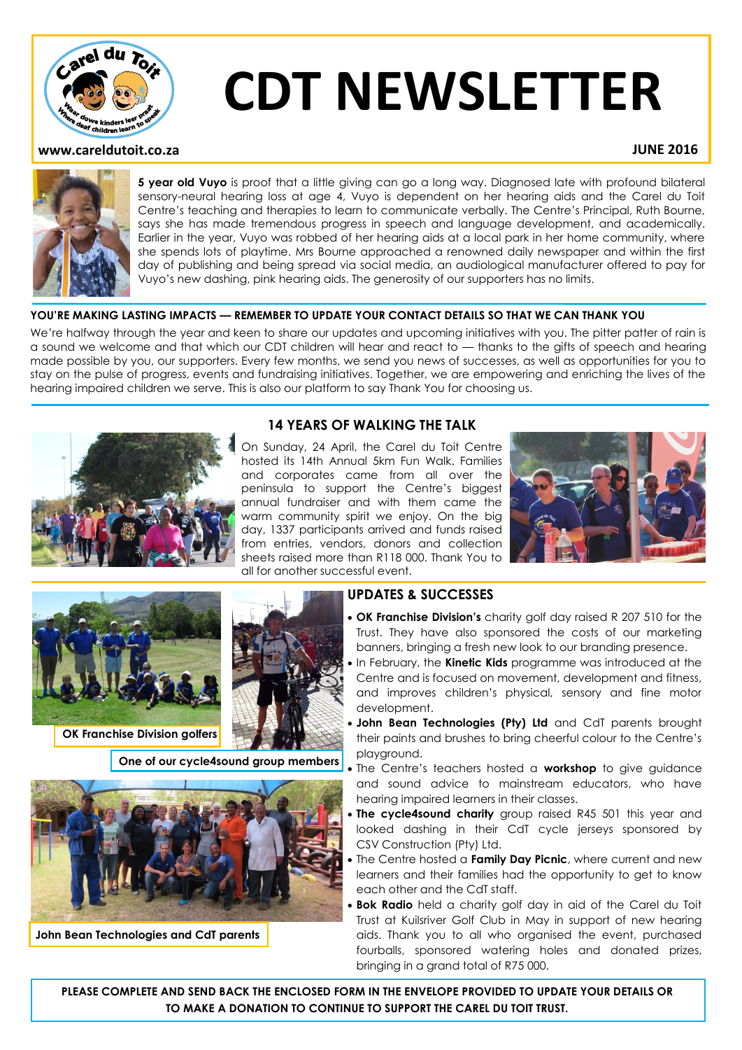# CDT NEWSLETTER

www.careldutoit.co.za

JUNE 2016

**5 year old Vuyo** is proof that a little giving can go a long way. Diagnosed late with profound bilateral sensory-neural hearing loss at age 4, Vuyo is dependent on her hearing aids and the Carel du Toit Centre's teaching and therapies to learn to communicate verbally. The Centre's Principal, Ruth Bourne, says she has made tremendous progress in speech and language development, and academically. Earlier in the year, Vuyo was robbed of her hearing aids at a local park in her home community, where she spends lots of playtime. Mrs Bourne approached a renowned daily newspaper and within the first day of publishing and being spread via social media, an audiological manufacturer offered to pay for Vuyo's new dashing, pink hearing aids. The generosity of our supporters has no limits.

**YOU'RE MAKING LASTING IMPACTS — REMEMBER TO UPDATE YOUR CONTACT DETAILS SO THAT WE CAN THANK YOU**

We're halfway through the year and keen to share our updates and upcoming initiatives with you. The pitter patter of rain is a sound we welcome and that which our CDT children will hear and react to — thanks to the gifts of speech and hearing made possible by you, our supporters. Every few months, we send you news of successes, as well as opportunities for you to stay on the pulse of progress, events and fundraising initiatives. Together, we are empowering and enriching the lives of the hearing impaired children we serve. This is also our platform to say Thank You for choosing us.

## 14 YEARS OF WALKING THE TALK

On Sunday, 24 April, the Carel du Toit Centre hosted its 14th Annual 5km Fun Walk. Families and corporates came from all over the peninsula to support the Centre's biggest annual fundraiser and with them came the warm community spirit we enjoy. On the big day, 1337 participants arrived and funds raised from entries, vendors, donors and collection sheets raised more than R118 000. Thank You to all for another successful event.

OK Franchise Division golfers

One of our cycle4sound group members

John Bean Technologies and CdT parents

## UPDATES & SUCCESSES

- **OK Franchise Division's** charity golf day raised R 207 510 for the Trust. They have also sponsored the costs of our marketing banners, bringing a fresh new look to our branding presence.
- In February, the **Kinetic Kids** programme was introduced at the Centre and is focused on movement, development and fitness, and improves children's physical, sensory and fine motor development.
- **John Bean Technologies (Pty) Ltd** and CdT parents brought their paints and brushes to bring cheerful colour to the Centre's playground.
- The Centre's teachers hosted a **workshop** to give guidance and sound advice to mainstream educators, who have hearing impaired learners in their classes.
- **The cycle4sound charity** group raised R45 501 this year and looked dashing in their CdT cycle jerseys sponsored by CSV Construction (Pty) Ltd.
- The Centre hosted a **Family Day Picnic**, where current and new learners and their families had the opportunity to get to know each other and the CdT staff.
- **Bok Radio** held a charity golf day in aid of the Carel du Toit Trust at Kuilsriver Golf Club in May in support of new hearing aids. Thank you to all who organised the event, purchased fourballs, sponsored watering holes and donated prizes, bringing in a grand total of R75 000.

**PLEASE COMPLETE AND SEND BACK THE ENCLOSED FORM IN THE ENVELOPE PROVIDED TO UPDATE YOUR DETAILS OR TO MAKE A DONATION TO CONTINUE TO SUPPORT THE CAREL DU TOIT TRUST.**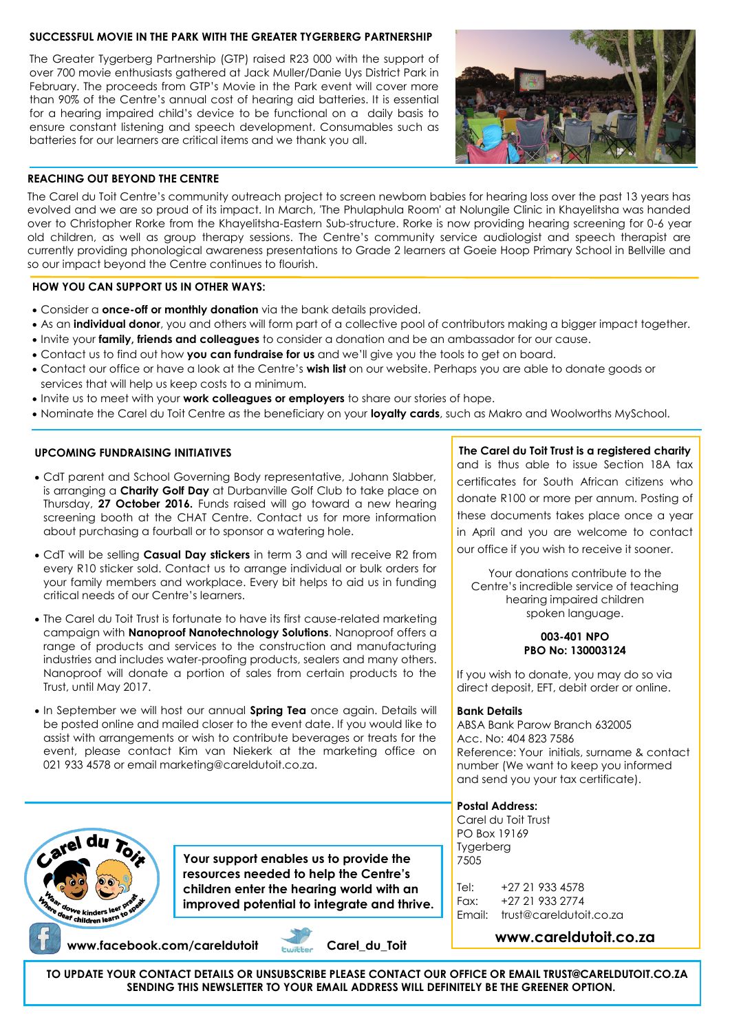## SUCCESSFUL MOVIE IN THE PARK WITH THE GREATER TYGERBERG PARTNERSHIP

The Greater Tygerberg Partnership (GTP) raised R23 000 with the support of over 700 movie enthusiasts gathered at Jack Muller/Danie Uys District Park in February. The proceeds from GTP's Movie in the Park event will cover more than 90% of the Centre's annual cost of hearing aid batteries. It is essential for a hearing impaired child's device to be functional on a daily basis to ensure constant listening and speech development. Consumables such as batteries for our learners are critical items and we thank you all.

## REACHING OUT BEYOND THE CENTRE

The Carel du Toit Centre's community outreach project to screen newborn babies for hearing loss over the past 13 years has evolved and we are so proud of its impact. In March, 'The Phulaphula Room' at Nolungile Clinic in Khayelitsha was handed over to Christopher Rorke from the Khayelitsha-Eastern Sub-structure. Rorke is now providing hearing screening for 0-6 year old children, as well as group therapy sessions. The Centre's community service audiologist and speech therapist are currently providing phonological awareness presentations to Grade 2 learners at Goeie Hoop Primary School in Bellville and so our impact beyond the Centre continues to flourish.

## HOW YOU CAN SUPPORT US IN OTHER WAYS:

- Consider a **once-off or monthly donation** via the bank details provided.
- As an **individual donor**, you and others will form part of a collective pool of contributors making a bigger impact together.
- Invite your **family, friends and colleagues** to consider a donation and be an ambassador for our cause.
- Contact us to find out how **you can fundraise for us** and we'll give you the tools to get on board.
- Contact our office or have a look at the Centre's **wish list** on our website. Perhaps you are able to donate goods or services that will help us keep costs to a minimum.
- Invite us to meet with your **work colleagues or employers** to share our stories of hope.
- Nominate the Carel du Toit Centre as the beneficiary on your **loyalty cards**, such as Makro and Woolworths MySchool.

## UPCOMING FUNDRAISING INITIATIVES

- CdT parent and School Governing Body representative, Johann Slabber, is arranging a **Charity Golf Day** at Durbanville Golf Club to take place on Thursday, **27 October 2016.** Funds raised will go toward a new hearing screening booth at the CHAT Centre. Contact us for more information about purchasing a fourball or to sponsor a watering hole.
- CdT will be selling **Casual Day stickers** in term 3 and will receive R2 from every R10 sticker sold. Contact us to arrange individual or bulk orders for your family members and workplace. Every bit helps to aid us in funding critical needs of our Centre's learners.
- The Carel du Toit Trust is fortunate to have its first cause-related marketing campaign with **Nanoproof Nanotechnology Solutions**. Nanoproof offers a range of products and services to the construction and manufacturing industries and includes water-proofing products, sealers and many others. Nanoproof will donate a portion of sales from certain products to the Trust, until May 2017.
- In September we will host our annual **Spring Tea** once again. Details will be posted online and mailed closer to the event date. If you would like to assist with arrangements or wish to contribute beverages or treats for the event, please contact Kim van Niekerk at the marketing office on 021 933 4578 or email marketing@careldutoit.co.za.

**The Carel du Toit Trust is a registered charity** and is thus able to issue Section 18A tax certificates for South African citizens who donate R100 or more per annum. Posting of these documents takes place once a year in April and you are welcome to contact our office if you wish to receive it sooner.

Your donations contribute to the Centre's incredible service of teaching hearing impaired children spoken language.

**003-401 NPO**
**PBO No: 130003124**

If you wish to donate, you may do so via direct deposit, EFT, debit order or online.

**Bank Details**
ABSA Bank Parow Branch 632005
Acc. No: 404 823 7586
Reference: Your initials, surname & contact number (We want to keep you informed and send you your tax certificate).

**Postal Address:**
Carel du Toit Trust
PO Box 19169
Tygerberg
7505

Tel: +27 21 933 4578
Fax: +27 21 933 2774
Email: trust@careldutoit.co.za

**www.careldutoit.co.za**

**Your support enables us to provide the resources needed to help the Centre's children enter the hearing world with an improved potential to integrate and thrive.**

**www.facebook.com/careldutoit** **Carel_du_Toit**

**TO UPDATE YOUR CONTACT DETAILS OR UNSUBSCRIBE PLEASE CONTACT OUR OFFICE OR EMAIL TRUST@CARELDUTOIT.CO.ZA SENDING THIS NEWSLETTER TO YOUR EMAIL ADDRESS WILL DEFINITELY BE THE GREENER OPTION.**